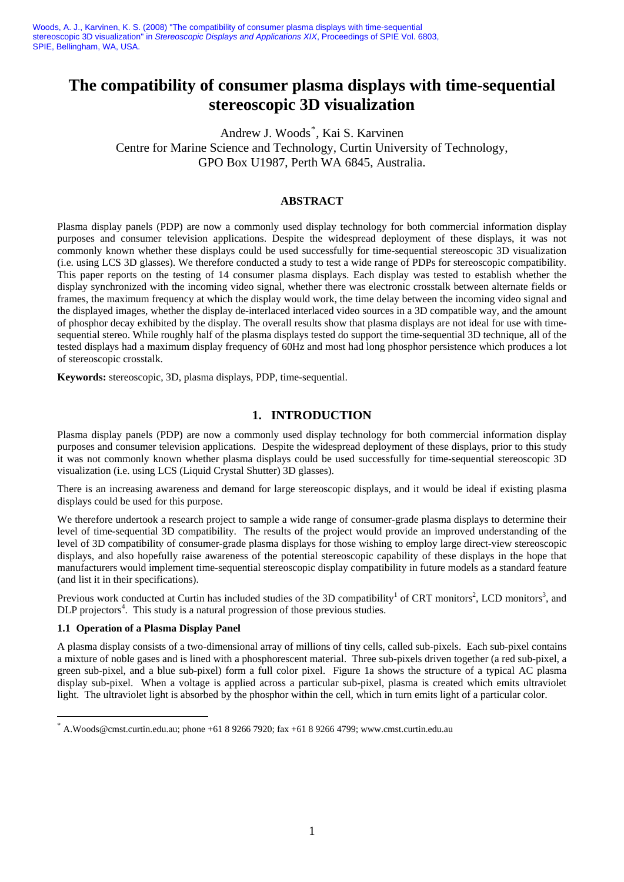Woods, A. J., Karvinen, K. S. (2008) "The compatibility of consumer plasma displays with time-sequential stereoscopic 3D visualization" in *Stereoscopic Displays and Applications XIX*, Proceedings of SPIE Vol. 6803, SPIE, Bellingham, WA, USA.

# The compatibility of consumer plasma displays with time-sequential stereoscopic 3D visualization

Andrew J. Woods[*], Kai S. Karvinen
Centre for Marine Science and Technology, Curtin University of Technology,
GPO Box U1987, Perth WA 6845, Australia.

## ABSTRACT

Plasma display panels (PDP) are now a commonly used display technology for both commercial information display purposes and consumer television applications. Despite the widespread deployment of these displays, it was not commonly known whether these displays could be used successfully for time-sequential stereoscopic 3D visualization (i.e. using LCS 3D glasses). We therefore conducted a study to test a wide range of PDPs for stereoscopic compatibility. This paper reports on the testing of 14 consumer plasma displays. Each display was tested to establish whether the display synchronized with the incoming video signal, whether there was electronic crosstalk between alternate fields or frames, the maximum frequency at which the display would work, the time delay between the incoming video signal and the displayed images, whether the display de-interlaced interlaced video sources in a 3D compatible way, and the amount of phosphor decay exhibited by the display. The overall results show that plasma displays are not ideal for use with time-sequential stereo. While roughly half of the plasma displays tested do support the time-sequential 3D technique, all of the tested displays had a maximum display frequency of 60Hz and most had long phosphor persistence which produces a lot of stereoscopic crosstalk.

**Keywords:** stereoscopic, 3D, plasma displays, PDP, time-sequential.

## 1. INTRODUCTION

Plasma display panels (PDP) are now a commonly used display technology for both commercial information display purposes and consumer television applications. Despite the widespread deployment of these displays, prior to this study it was not commonly known whether plasma displays could be used successfully for time-sequential stereoscopic 3D visualization (i.e. using LCS (Liquid Crystal Shutter) 3D glasses).

There is an increasing awareness and demand for large stereoscopic displays, and it would be ideal if existing plasma displays could be used for this purpose.

We therefore undertook a research project to sample a wide range of consumer-grade plasma displays to determine their level of time-sequential 3D compatibility. The results of the project would provide an improved understanding of the level of 3D compatibility of consumer-grade plasma displays for those wishing to employ large direct-view stereoscopic displays, and also hopefully raise awareness of the potential stereoscopic capability of these displays in the hope that manufacturers would implement time-sequential stereoscopic display compatibility in future models as a standard feature (and list it in their specifications).

Previous work conducted at Curtin has included studies of the 3D compatibility[1] of CRT monitors[2], LCD monitors[3], and DLP projectors[4]. This study is a natural progression of those previous studies.

### 1.1 Operation of a Plasma Display Panel

A plasma display consists of a two-dimensional array of millions of tiny cells, called sub-pixels. Each sub-pixel contains a mixture of noble gases and is lined with a phosphorescent material. Three sub-pixels driven together (a red sub-pixel, a green sub-pixel, and a blue sub-pixel) form a full color pixel. Figure 1a shows the structure of a typical AC plasma display sub-pixel. When a voltage is applied across a particular sub-pixel, plasma is created which emits ultraviolet light. The ultraviolet light is absorbed by the phosphor within the cell, which in turn emits light of a particular color.

[*] A.Woods@cmst.curtin.edu.au; phone +61 8 9266 7920; fax +61 8 9266 4799; www.cmst.curtin.edu.au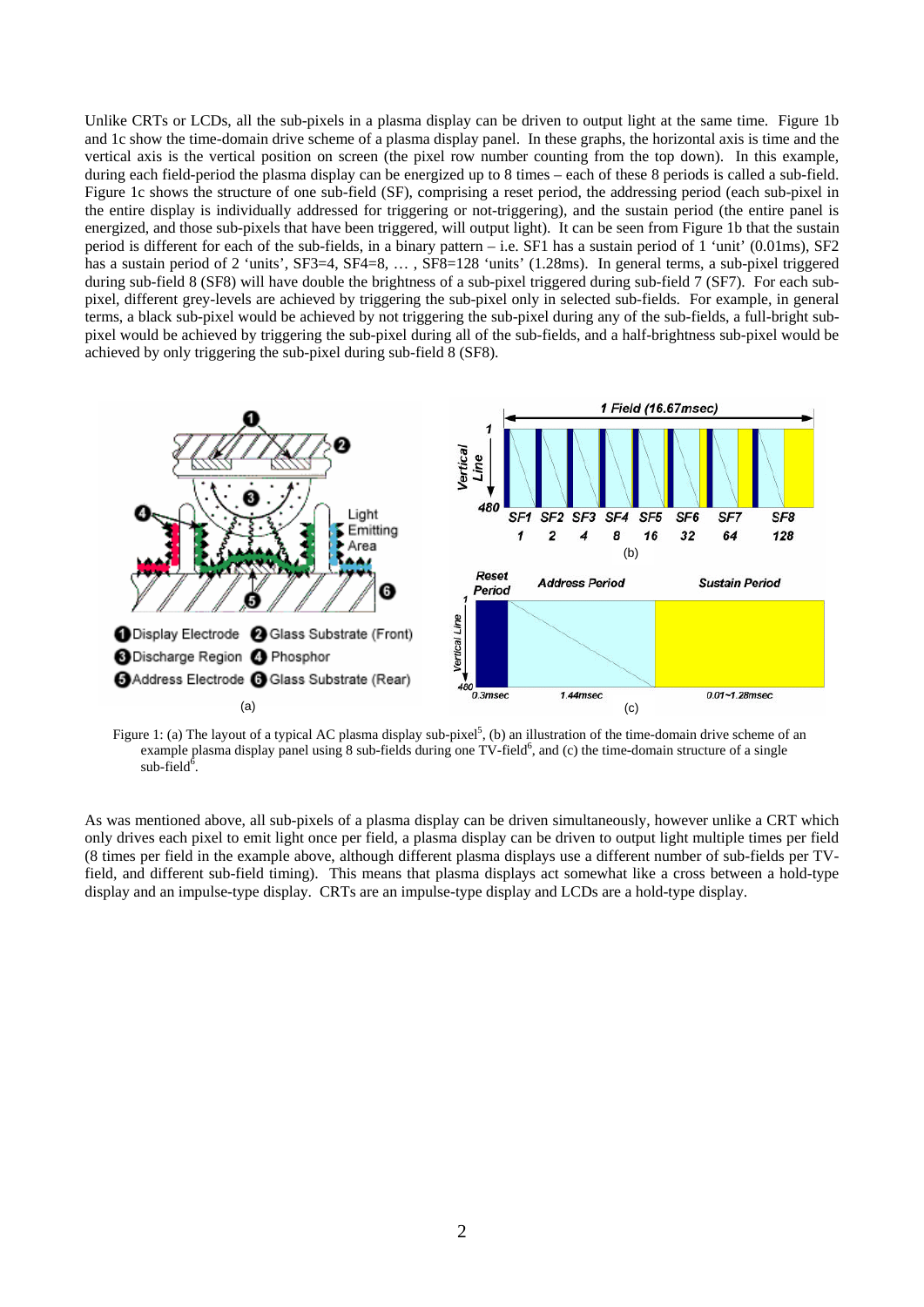Unlike CRTs or LCDs, all the sub-pixels in a plasma display can be driven to output light at the same time. Figure 1b and 1c show the time-domain drive scheme of a plasma display panel. In these graphs, the horizontal axis is time and the vertical axis is the vertical position on screen (the pixel row number counting from the top down). In this example, during each field-period the plasma display can be energized up to 8 times – each of these 8 periods is called a sub-field. Figure 1c shows the structure of one sub-field (SF), comprising a reset period, the addressing period (each sub-pixel in the entire display is individually addressed for triggering or not-triggering), and the sustain period (the entire panel is energized, and those sub-pixels that have been triggered, will output light). It can be seen from Figure 1b that the sustain period is different for each of the sub-fields, in a binary pattern – i.e. SF1 has a sustain period of 1 'unit' (0.01ms), SF2 has a sustain period of 2 'units', SF3=4, SF4=8, … , SF8=128 'units' (1.28ms). In general terms, a sub-pixel triggered during sub-field 8 (SF8) will have double the brightness of a sub-pixel triggered during sub-field 7 (SF7). For each sub-pixel, different grey-levels are achieved by triggering the sub-pixel only in selected sub-fields. For example, in general terms, a black sub-pixel would be achieved by not triggering the sub-pixel during any of the sub-fields, a full-bright sub-pixel would be achieved by triggering the sub-pixel during all of the sub-fields, and a half-brightness sub-pixel would be achieved by only triggering the sub-pixel during sub-field 8 (SF8).

Figure 1: (a) The layout of a typical AC plasma display sub-pixel[5], (b) an illustration of the time-domain drive scheme of an example plasma display panel using 8 sub-fields during one TV-field[6], and (c) the time-domain structure of a single sub-field[6].

As was mentioned above, all sub-pixels of a plasma display can be driven simultaneously, however unlike a CRT which only drives each pixel to emit light once per field, a plasma display can be driven to output light multiple times per field (8 times per field in the example above, although different plasma displays use a different number of sub-fields per TV-field, and different sub-field timing). This means that plasma displays act somewhat like a cross between a hold-type display and an impulse-type display. CRTs are an impulse-type display and LCDs are a hold-type display.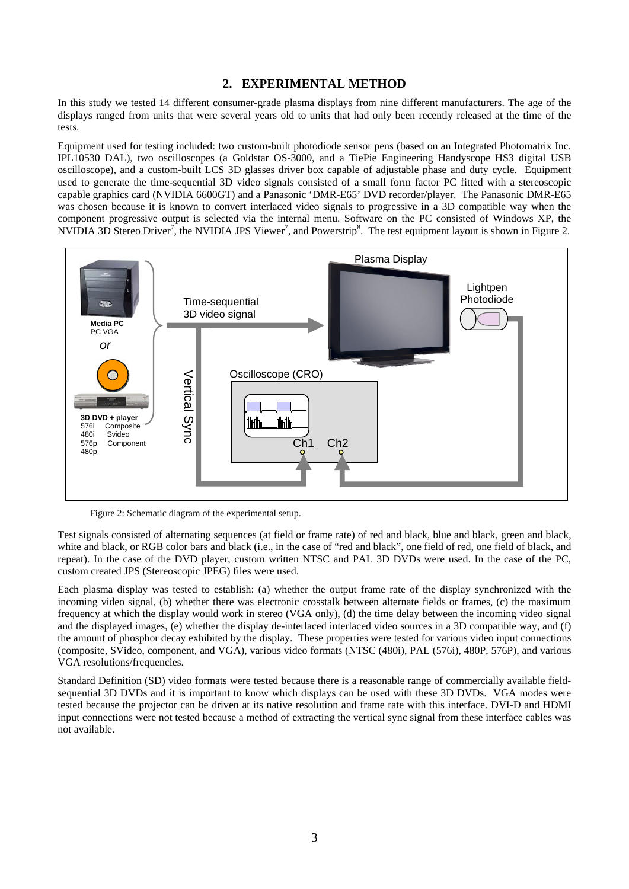## 2. EXPERIMENTAL METHOD

In this study we tested 14 different consumer-grade plasma displays from nine different manufacturers. The age of the displays ranged from units that were several years old to units that had only been recently released at the time of the tests.

Equipment used for testing included: two custom-built photodiode sensor pens (based on an Integrated Photomatrix Inc. IPL10530 DAL), two oscilloscopes (a Goldstar OS-3000, and a TiePie Engineering Handyscope HS3 digital USB oscilloscope), and a custom-built LCS 3D glasses driver box capable of adjustable phase and duty cycle. Equipment used to generate the time-sequential 3D video signals consisted of a small form factor PC fitted with a stereoscopic capable graphics card (NVIDIA 6600GT) and a Panasonic 'DMR-E65' DVD recorder/player. The Panasonic DMR-E65 was chosen because it is known to convert interlaced video signals to progressive in a 3D compatible way when the component progressive output is selected via the internal menu. Software on the PC consisted of Windows XP, the NVIDIA 3D Stereo Driver[7], the NVIDIA JPS Viewer[7], and Powerstrip[8]. The test equipment layout is shown in Figure 2.

Figure 2: Schematic diagram of the experimental setup.

Test signals consisted of alternating sequences (at field or frame rate) of red and black, blue and black, green and black, white and black, or RGB color bars and black (i.e., in the case of "red and black", one field of red, one field of black, and repeat). In the case of the DVD player, custom written NTSC and PAL 3D DVDs were used. In the case of the PC, custom created JPS (Stereoscopic JPEG) files were used.

Each plasma display was tested to establish: (a) whether the output frame rate of the display synchronized with the incoming video signal, (b) whether there was electronic crosstalk between alternate fields or frames, (c) the maximum frequency at which the display would work in stereo (VGA only), (d) the time delay between the incoming video signal and the displayed images, (e) whether the display de-interlaced interlaced video sources in a 3D compatible way, and (f) the amount of phosphor decay exhibited by the display. These properties were tested for various video input connections (composite, SVideo, component, and VGA), various video formats (NTSC (480i), PAL (576i), 480P, 576P), and various VGA resolutions/frequencies.

Standard Definition (SD) video formats were tested because there is a reasonable range of commercially available field-sequential 3D DVDs and it is important to know which displays can be used with these 3D DVDs. VGA modes were tested because the projector can be driven at its native resolution and frame rate with this interface. DVI-D and HDMI input connections were not tested because a method of extracting the vertical sync signal from these interface cables was not available.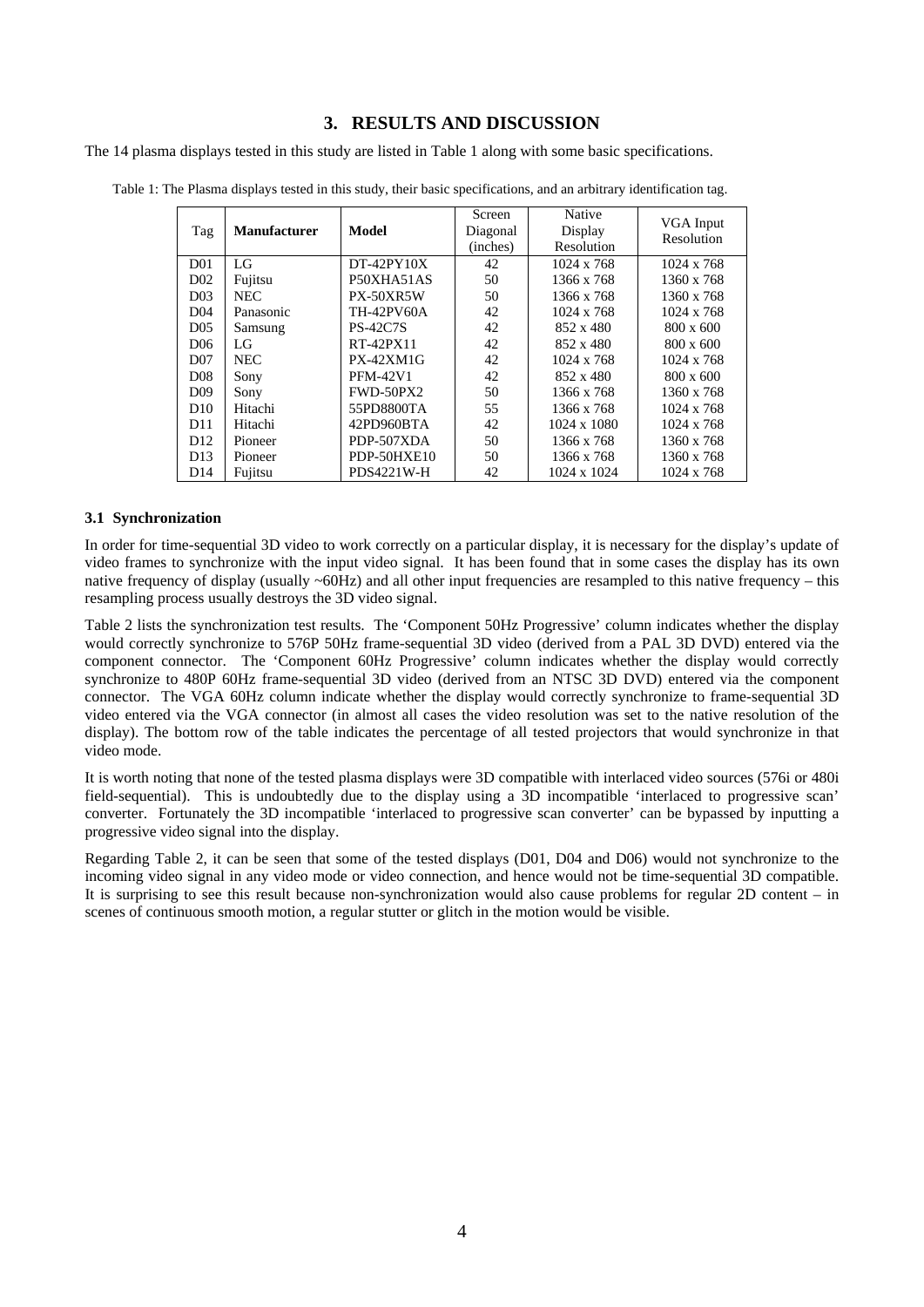## 3. RESULTS AND DISCUSSION

The 14 plasma displays tested in this study are listed in Table 1 along with some basic specifications.

Table 1: The Plasma displays tested in this study, their basic specifications, and an arbitrary identification tag.

| Tag | **Manufacturer** | **Model** | Screen Diagonal (inches) | Native Display Resolution | VGA Input Resolution |
|---|---|---|---|---|---|
| D01 | LG | DT-42PY10X | 42 | 1024 x 768 | 1024 x 768 |
| D02 | Fujitsu | P50XHA51AS | 50 | 1366 x 768 | 1360 x 768 |
| D03 | NEC | PX-50XR5W | 50 | 1366 x 768 | 1360 x 768 |
| D04 | Panasonic | TH-42PV60A | 42 | 1024 x 768 | 1024 x 768 |
| D05 | Samsung | PS-42C7S | 42 | 852 x 480 | 800 x 600 |
| D06 | LG | RT-42PX11 | 42 | 852 x 480 | 800 x 600 |
| D07 | NEC | PX-42XM1G | 42 | 1024 x 768 | 1024 x 768 |
| D08 | Sony | PFM-42V1 | 42 | 852 x 480 | 800 x 600 |
| D09 | Sony | FWD-50PX2 | 50 | 1366 x 768 | 1360 x 768 |
| D10 | Hitachi | 55PD8800TA | 55 | 1366 x 768 | 1024 x 768 |
| D11 | Hitachi | 42PD960BTA | 42 | 1024 x 1080 | 1024 x 768 |
| D12 | Pioneer | PDP-507XDA | 50 | 1366 x 768 | 1360 x 768 |
| D13 | Pioneer | PDP-50HXE10 | 50 | 1366 x 768 | 1360 x 768 |
| D14 | Fujitsu | PDS4221W-H | 42 | 1024 x 1024 | 1024 x 768 |

### 3.1 Synchronization

In order for time-sequential 3D video to work correctly on a particular display, it is necessary for the display's update of video frames to synchronize with the input video signal. It has been found that in some cases the display has its own native frequency of display (usually ~60Hz) and all other input frequencies are resampled to this native frequency – this resampling process usually destroys the 3D video signal.

Table 2 lists the synchronization test results. The 'Component 50Hz Progressive' column indicates whether the display would correctly synchronize to 576P 50Hz frame-sequential 3D video (derived from a PAL 3D DVD) entered via the component connector. The 'Component 60Hz Progressive' column indicates whether the display would correctly synchronize to 480P 60Hz frame-sequential 3D video (derived from an NTSC 3D DVD) entered via the component connector. The VGA 60Hz column indicate whether the display would correctly synchronize to frame-sequential 3D video entered via the VGA connector (in almost all cases the video resolution was set to the native resolution of the display). The bottom row of the table indicates the percentage of all tested projectors that would synchronize in that video mode.

It is worth noting that none of the tested plasma displays were 3D compatible with interlaced video sources (576i or 480i field-sequential). This is undoubtedly due to the display using a 3D incompatible 'interlaced to progressive scan' converter. Fortunately the 3D incompatible 'interlaced to progressive scan converter' can be bypassed by inputting a progressive video signal into the display.

Regarding Table 2, it can be seen that some of the tested displays (D01, D04 and D06) would not synchronize to the incoming video signal in any video mode or video connection, and hence would not be time-sequential 3D compatible. It is surprising to see this result because non-synchronization would also cause problems for regular 2D content – in scenes of continuous smooth motion, a regular stutter or glitch in the motion would be visible.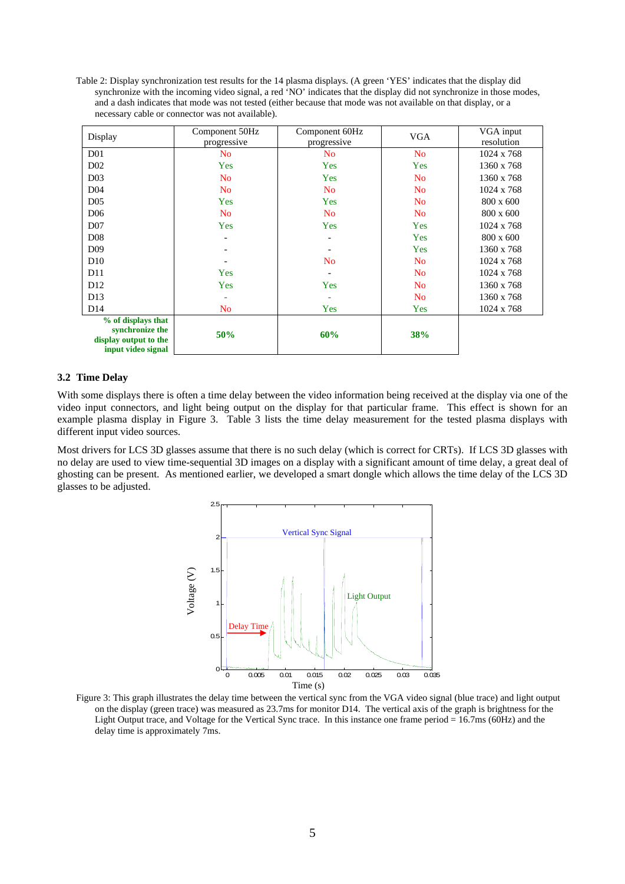Table 2: Display synchronization test results for the 14 plasma displays. (A green 'YES' indicates that the display did synchronize with the incoming video signal, a red 'NO' indicates that the display did not synchronize in those modes, and a dash indicates that mode was not tested (either because that mode was not available on that display, or a necessary cable or connector was not available).

| Display | Component 50Hz progressive | Component 60Hz progressive | VGA | VGA input resolution |
|---|---|---|---|---|
| D01 | No | No | No | 1024 x 768 |
| D02 | Yes | Yes | Yes | 1360 x 768 |
| D03 | No | Yes | No | 1360 x 768 |
| D04 | No | No | No | 1024 x 768 |
| D05 | Yes | Yes | No | 800 x 600 |
| D06 | No | No | No | 800 x 600 |
| D07 | Yes | Yes | Yes | 1024 x 768 |
| D08 | - | - | Yes | 800 x 600 |
| D09 | - | - | Yes | 1360 x 768 |
| D10 | - | No | No | 1024 x 768 |
| D11 | Yes | - | No | 1024 x 768 |
| D12 | Yes | Yes | No | 1360 x 768 |
| D13 | - | - | No | 1360 x 768 |
| D14 | No | Yes | Yes | 1024 x 768 |
| **% of displays that synchronize the display output to the input video signal** | **50%** | **60%** | **38%** | |

### 3.2 Time Delay

With some displays there is often a time delay between the video information being received at the display via one of the video input connectors, and light being output on the display for that particular frame. This effect is shown for an example plasma display in Figure 3. Table 3 lists the time delay measurement for the tested plasma displays with different input video sources.

Most drivers for LCS 3D glasses assume that there is no such delay (which is correct for CRTs). If LCS 3D glasses with no delay are used to view time-sequential 3D images on a display with a significant amount of time delay, a great deal of ghosting can be present. As mentioned earlier, we developed a smart dongle which allows the time delay of the LCS 3D glasses to be adjusted.

Figure 3: This graph illustrates the delay time between the vertical sync from the VGA video signal (blue trace) and light output on the display (green trace) was measured as 23.7ms for monitor D14. The vertical axis of the graph is brightness for the Light Output trace, and Voltage for the Vertical Sync trace. In this instance one frame period = 16.7ms (60Hz) and the delay time is approximately 7ms.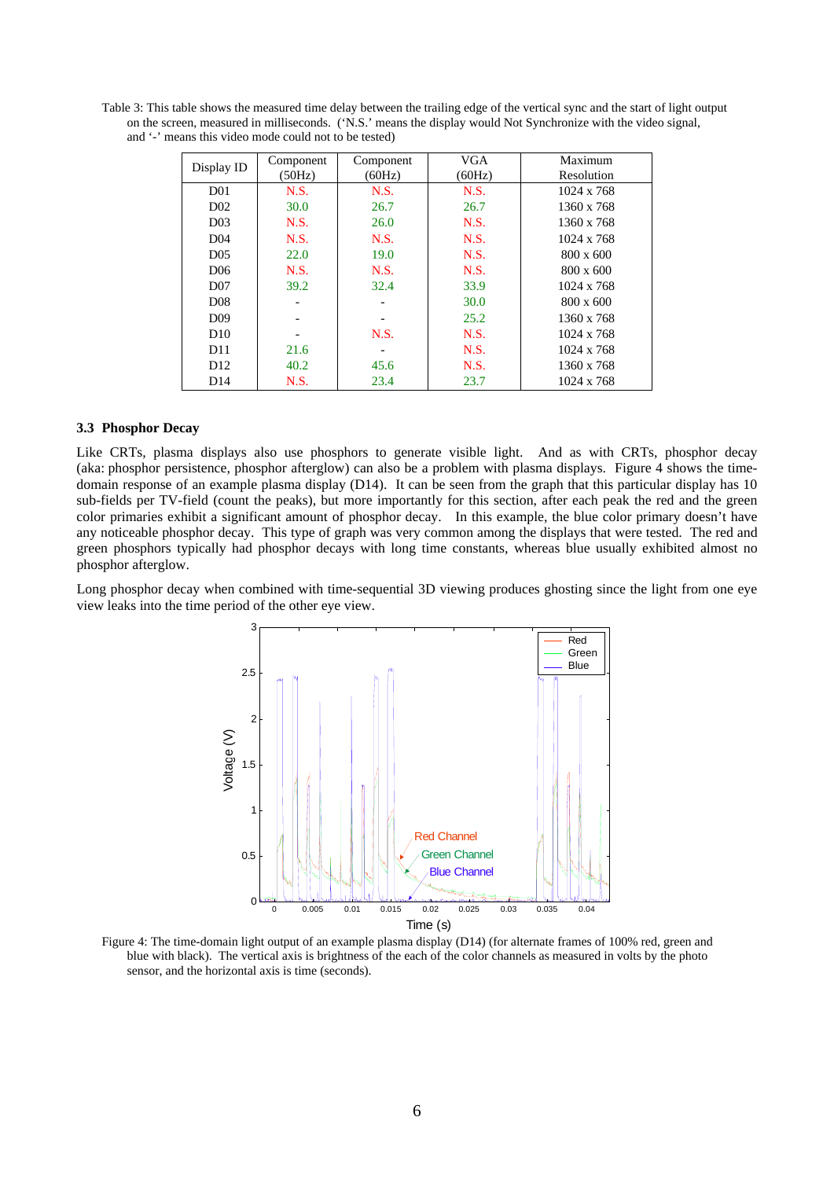Table 3: This table shows the measured time delay between the trailing edge of the vertical sync and the start of light output on the screen, measured in milliseconds. ('N.S.' means the display would Not Synchronize with the video signal, and '-' means this video mode could not to be tested)

| Display ID | Component (50Hz) | Component (60Hz) | VGA (60Hz) | Maximum Resolution |
|---|---|---|---|---|
| D01 | N.S. | N.S. | N.S. | 1024 x 768 |
| D02 | 30.0 | 26.7 | 26.7 | 1360 x 768 |
| D03 | N.S. | 26.0 | N.S. | 1360 x 768 |
| D04 | N.S. | N.S. | N.S. | 1024 x 768 |
| D05 | 22.0 | 19.0 | N.S. | 800 x 600 |
| D06 | N.S. | N.S. | N.S. | 800 x 600 |
| D07 | 39.2 | 32.4 | 33.9 | 1024 x 768 |
| D08 | - | - | 30.0 | 800 x 600 |
| D09 | - | - | 25.2 | 1360 x 768 |
| D10 | - | N.S. | N.S. | 1024 x 768 |
| D11 | 21.6 | - | N.S. | 1024 x 768 |
| D12 | 40.2 | 45.6 | N.S. | 1360 x 768 |
| D14 | N.S. | 23.4 | 23.7 | 1024 x 768 |

### 3.3 Phosphor Decay

Like CRTs, plasma displays also use phosphors to generate visible light. And as with CRTs, phosphor decay (aka: phosphor persistence, phosphor afterglow) can also be a problem with plasma displays. Figure 4 shows the time-domain response of an example plasma display (D14). It can be seen from the graph that this particular display has 10 sub-fields per TV-field (count the peaks), but more importantly for this section, after each peak the red and the green color primaries exhibit a significant amount of phosphor decay. In this example, the blue color primary doesn't have any noticeable phosphor decay. This type of graph was very common among the displays that were tested. The red and green phosphors typically had phosphor decays with long time constants, whereas blue usually exhibited almost no phosphor afterglow.

Long phosphor decay when combined with time-sequential 3D viewing produces ghosting since the light from one eye view leaks into the time period of the other eye view.

Figure 4: The time-domain light output of an example plasma display (D14) (for alternate frames of 100% red, green and blue with black). The vertical axis is brightness of the each of the color channels as measured in volts by the photo sensor, and the horizontal axis is time (seconds).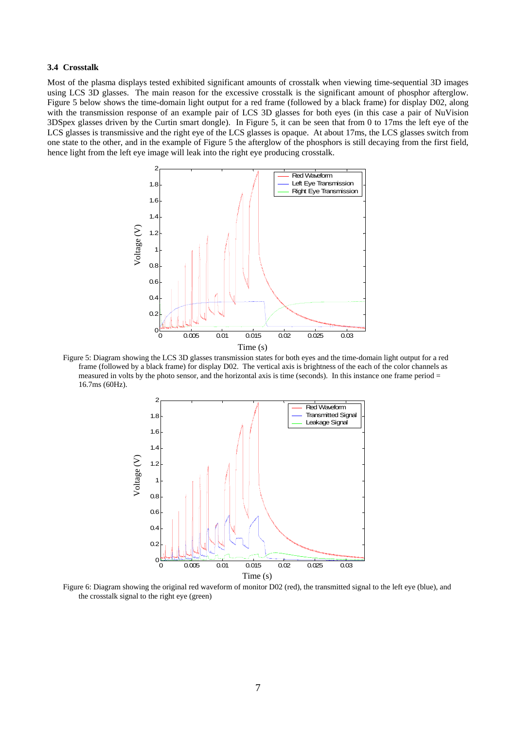### 3.4 Crosstalk

Most of the plasma displays tested exhibited significant amounts of crosstalk when viewing time-sequential 3D images using LCS 3D glasses. The main reason for the excessive crosstalk is the significant amount of phosphor afterglow. Figure 5 below shows the time-domain light output for a red frame (followed by a black frame) for display D02, along with the transmission response of an example pair of LCS 3D glasses for both eyes (in this case a pair of NuVision 3DSpex glasses driven by the Curtin smart dongle). In Figure 5, it can be seen that from 0 to 17ms the left eye of the LCS glasses is transmissive and the right eye of the LCS glasses is opaque. At about 17ms, the LCS glasses switch from one state to the other, and in the example of Figure 5 the afterglow of the phosphors is still decaying from the first field, hence light from the left eye image will leak into the right eye producing crosstalk.

Figure 5: Diagram showing the LCS 3D glasses transmission states for both eyes and the time-domain light output for a red frame (followed by a black frame) for display D02. The vertical axis is brightness of the each of the color channels as measured in volts by the photo sensor, and the horizontal axis is time (seconds). In this instance one frame period = 16.7ms (60Hz).

Figure 6: Diagram showing the original red waveform of monitor D02 (red), the transmitted signal to the left eye (blue), and the crosstalk signal to the right eye (green)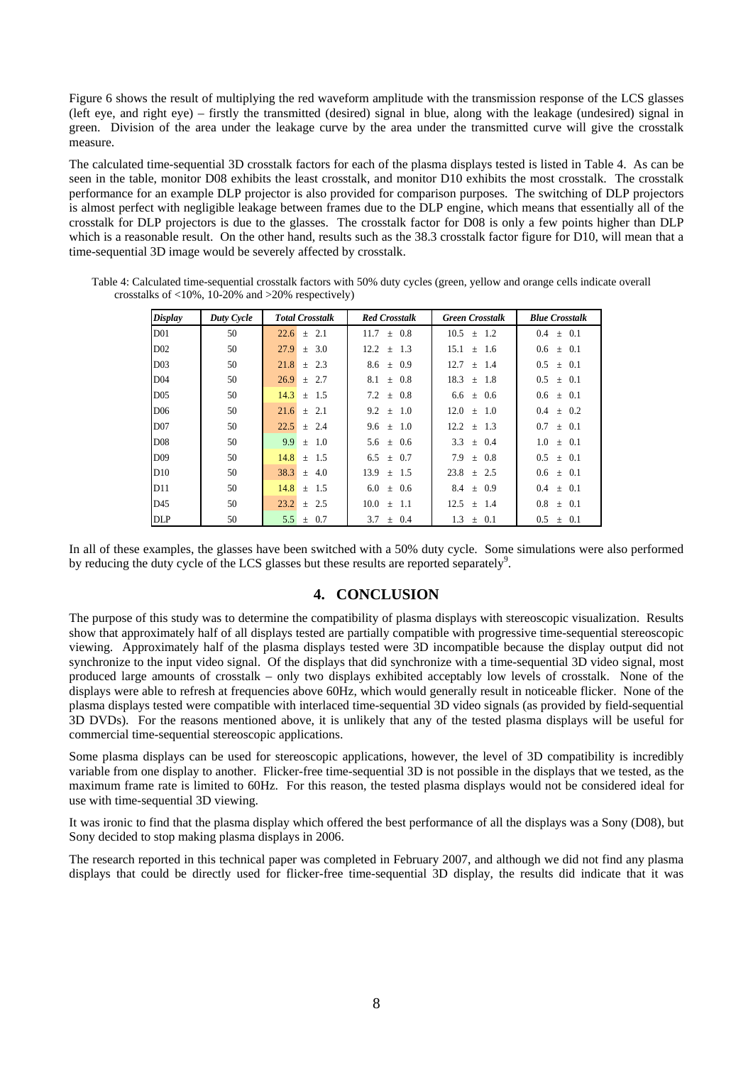Figure 6 shows the result of multiplying the red waveform amplitude with the transmission response of the LCS glasses (left eye, and right eye) – firstly the transmitted (desired) signal in blue, along with the leakage (undesired) signal in green. Division of the area under the leakage curve by the area under the transmitted curve will give the crosstalk measure.

The calculated time-sequential 3D crosstalk factors for each of the plasma displays tested is listed in Table 4. As can be seen in the table, monitor D08 exhibits the least crosstalk, and monitor D10 exhibits the most crosstalk. The crosstalk performance for an example DLP projector is also provided for comparison purposes. The switching of DLP projectors is almost perfect with negligible leakage between frames due to the DLP engine, which means that essentially all of the crosstalk for DLP projectors is due to the glasses. The crosstalk factor for D08 is only a few points higher than DLP which is a reasonable result. On the other hand, results such as the 38.3 crosstalk factor figure for D10, will mean that a time-sequential 3D image would be severely affected by crosstalk.

Table 4: Calculated time-sequential crosstalk factors with 50% duty cycles (green, yellow and orange cells indicate overall crosstalks of <10%, 10-20% and >20% respectively)

| *Display* | *Duty Cycle* | *Total Crosstalk* | *Red Crosstalk* | *Green Crosstalk* | *Blue Crosstalk* |
|---|---|---|---|---|---|
| D01 | 50 | 22.6 ± 2.1 | 11.7 ± 0.8 | 10.5 ± 1.2 | 0.4 ± 0.1 |
| D02 | 50 | 27.9 ± 3.0 | 12.2 ± 1.3 | 15.1 ± 1.6 | 0.6 ± 0.1 |
| D03 | 50 | 21.8 ± 2.3 | 8.6 ± 0.9 | 12.7 ± 1.4 | 0.5 ± 0.1 |
| D04 | 50 | 26.9 ± 2.7 | 8.1 ± 0.8 | 18.3 ± 1.8 | 0.5 ± 0.1 |
| D05 | 50 | 14.3 ± 1.5 | 7.2 ± 0.8 | 6.6 ± 0.6 | 0.6 ± 0.1 |
| D06 | 50 | 21.6 ± 2.1 | 9.2 ± 1.0 | 12.0 ± 1.0 | 0.4 ± 0.2 |
| D07 | 50 | 22.5 ± 2.4 | 9.6 ± 1.0 | 12.2 ± 1.3 | 0.7 ± 0.1 |
| D08 | 50 | 9.9 ± 1.0 | 5.6 ± 0.6 | 3.3 ± 0.4 | 1.0 ± 0.1 |
| D09 | 50 | 14.8 ± 1.5 | 6.5 ± 0.7 | 7.9 ± 0.8 | 0.5 ± 0.1 |
| D10 | 50 | 38.3 ± 4.0 | 13.9 ± 1.5 | 23.8 ± 2.5 | 0.6 ± 0.1 |
| D11 | 50 | 14.8 ± 1.5 | 6.0 ± 0.6 | 8.4 ± 0.9 | 0.4 ± 0.1 |
| D45 | 50 | 23.2 ± 2.5 | 10.0 ± 1.1 | 12.5 ± 1.4 | 0.8 ± 0.1 |
| DLP | 50 | 5.5 ± 0.7 | 3.7 ± 0.4 | 1.3 ± 0.1 | 0.5 ± 0.1 |

In all of these examples, the glasses have been switched with a 50% duty cycle. Some simulations were also performed by reducing the duty cycle of the LCS glasses but these results are reported separately[9].

## 4. CONCLUSION

The purpose of this study was to determine the compatibility of plasma displays with stereoscopic visualization. Results show that approximately half of all displays tested are partially compatible with progressive time-sequential stereoscopic viewing. Approximately half of the plasma displays tested were 3D incompatible because the display output did not synchronize to the input video signal. Of the displays that did synchronize with a time-sequential 3D video signal, most produced large amounts of crosstalk – only two displays exhibited acceptably low levels of crosstalk. None of the displays were able to refresh at frequencies above 60Hz, which would generally result in noticeable flicker. None of the plasma displays tested were compatible with interlaced time-sequential 3D video signals (as provided by field-sequential 3D DVDs). For the reasons mentioned above, it is unlikely that any of the tested plasma displays will be useful for commercial time-sequential stereoscopic applications.

Some plasma displays can be used for stereoscopic applications, however, the level of 3D compatibility is incredibly variable from one display to another. Flicker-free time-sequential 3D is not possible in the displays that we tested, as the maximum frame rate is limited to 60Hz. For this reason, the tested plasma displays would not be considered ideal for use with time-sequential 3D viewing.

It was ironic to find that the plasma display which offered the best performance of all the displays was a Sony (D08), but Sony decided to stop making plasma displays in 2006.

The research reported in this technical paper was completed in February 2007, and although we did not find any plasma displays that could be directly used for flicker-free time-sequential 3D display, the results did indicate that it was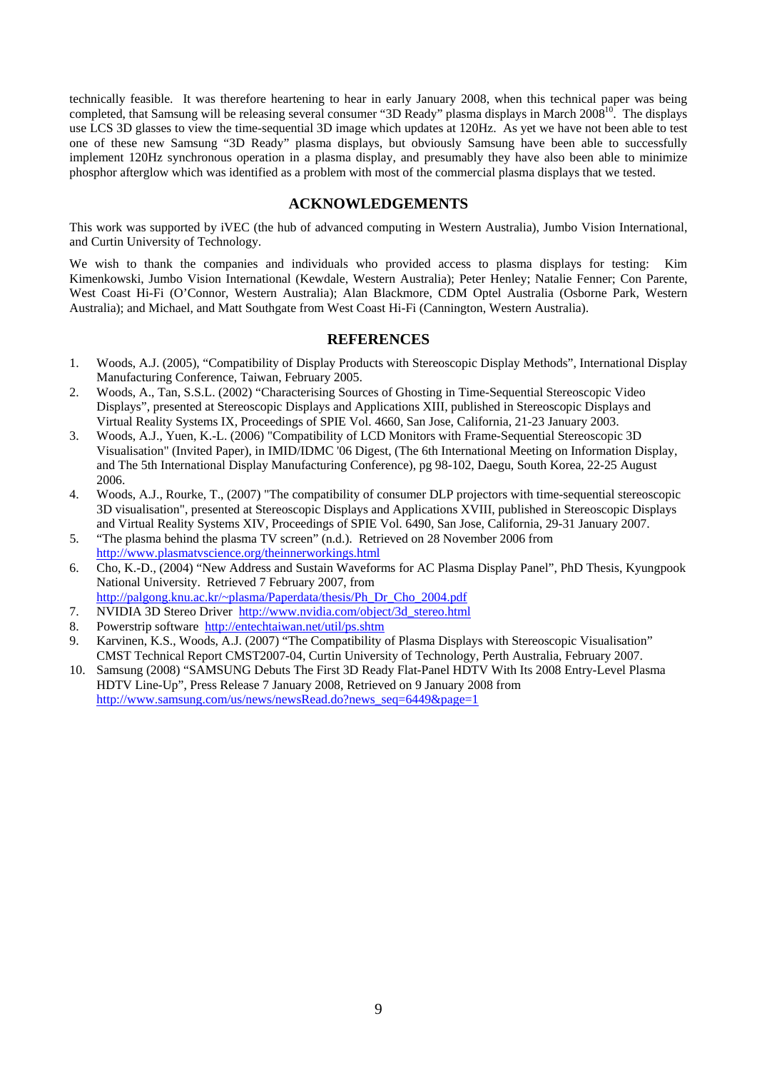technically feasible. It was therefore heartening to hear in early January 2008, when this technical paper was being completed, that Samsung will be releasing several consumer "3D Ready" plasma displays in March 2008[10]. The displays use LCS 3D glasses to view the time-sequential 3D image which updates at 120Hz. As yet we have not been able to test one of these new Samsung "3D Ready" plasma displays, but obviously Samsung have been able to successfully implement 120Hz synchronous operation in a plasma display, and presumably they have also been able to minimize phosphor afterglow which was identified as a problem with most of the commercial plasma displays that we tested.

## ACKNOWLEDGEMENTS

This work was supported by iVEC (the hub of advanced computing in Western Australia), Jumbo Vision International, and Curtin University of Technology.

We wish to thank the companies and individuals who provided access to plasma displays for testing: Kim Kimenkowski, Jumbo Vision International (Kewdale, Western Australia); Peter Henley; Natalie Fenner; Con Parente, West Coast Hi-Fi (O'Connor, Western Australia); Alan Blackmore, CDM Optel Australia (Osborne Park, Western Australia); and Michael, and Matt Southgate from West Coast Hi-Fi (Cannington, Western Australia).

## REFERENCES

1. Woods, A.J. (2005), "Compatibility of Display Products with Stereoscopic Display Methods", International Display Manufacturing Conference, Taiwan, February 2005.
2. Woods, A., Tan, S.S.L. (2002) "Characterising Sources of Ghosting in Time-Sequential Stereoscopic Video Displays", presented at Stereoscopic Displays and Applications XIII, published in Stereoscopic Displays and Virtual Reality Systems IX, Proceedings of SPIE Vol. 4660, San Jose, California, 21-23 January 2003.
3. Woods, A.J., Yuen, K.-L. (2006) "Compatibility of LCD Monitors with Frame-Sequential Stereoscopic 3D Visualisation" (Invited Paper), in IMID/IDMC '06 Digest, (The 6th International Meeting on Information Display, and The 5th International Display Manufacturing Conference), pg 98-102, Daegu, South Korea, 22-25 August 2006.
4. Woods, A.J., Rourke, T., (2007) "The compatibility of consumer DLP projectors with time-sequential stereoscopic 3D visualisation", presented at Stereoscopic Displays and Applications XVIII, published in Stereoscopic Displays and Virtual Reality Systems XIV, Proceedings of SPIE Vol. 6490, San Jose, California, 29-31 January 2007.
5. "The plasma behind the plasma TV screen" (n.d.). Retrieved on 28 November 2006 from http://www.plasmatvscience.org/theinnerworkings.html
6. Cho, K.-D., (2004) "New Address and Sustain Waveforms for AC Plasma Display Panel", PhD Thesis, Kyungpook National University. Retrieved 7 February 2007, from http://palgong.knu.ac.kr/~plasma/Paperdata/thesis/Ph_Dr_Cho_2004.pdf
7. NVIDIA 3D Stereo Driver http://www.nvidia.com/object/3d_stereo.html
8. Powerstrip software http://entechtaiwan.net/util/ps.shtm
9. Karvinen, K.S., Woods, A.J. (2007) "The Compatibility of Plasma Displays with Stereoscopic Visualisation" CMST Technical Report CMST2007-04, Curtin University of Technology, Perth Australia, February 2007.
10. Samsung (2008) "SAMSUNG Debuts The First 3D Ready Flat-Panel HDTV With Its 2008 Entry-Level Plasma HDTV Line-Up", Press Release 7 January 2008, Retrieved on 9 January 2008 from http://www.samsung.com/us/news/newsRead.do?news_seq=6449&page=1